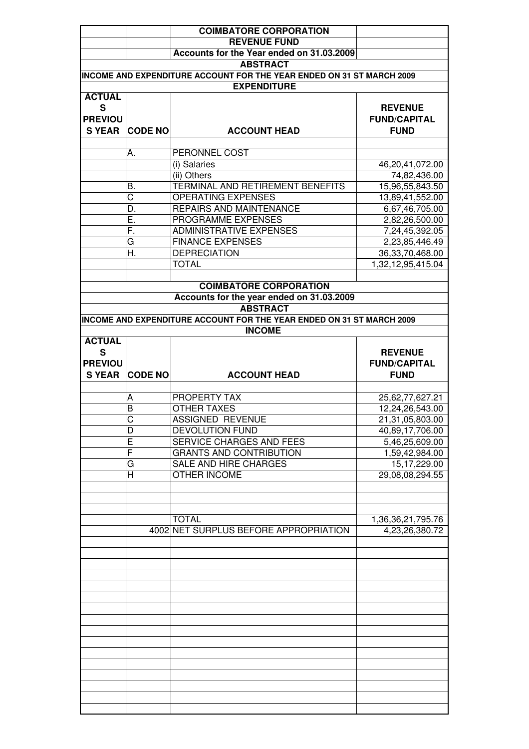# COIMBATORE CORPORATION

## REVENUE FUND

### Accounts for the Year ended on 31.03.2009

### ABSTRACT

### INCOME AND EXPENDITURE ACCOUNT FOR THE YEAR ENDED ON 31 ST MARCH 2009

### EXPENDITURE

| ACTUALS PREVIOUS YEAR | CODE NO | ACCOUNT HEAD | REVENUE FUND/CAPITAL FUND |
|---|---|---|---|
| | A. | PERONNEL COST | |
| | | (i) Salaries | 46,20,41,072.00 |
| | | (ii) Others | 74,82,436.00 |
| | B. | TERMINAL AND RETIREMENT BENEFITS | 15,96,55,843.50 |
| | C | OPERATING EXPENSES | 13,89,41,552.00 |
| | D. | REPAIRS AND MAINTENANCE | 6,67,46,705.00 |
| | E. | PROGRAMME EXPENSES | 2,82,26,500.00 |
| | F. | ADMINISTRATIVE EXPENSES | 7,24,45,392.05 |
| | G | FINANCE EXPENSES | 2,23,85,446.49 |
| | H. | DEPRECIATION | 36,33,70,468.00 |
| | | TOTAL | 1,32,12,95,415.04 |

# COIMBATORE CORPORATION

### Accounts for the year ended on 31.03.2009

### ABSTRACT

### INCOME AND EXPENDITURE ACCOUNT FOR THE YEAR ENDED ON 31 ST MARCH 2009

### INCOME

| ACTUALS PREVIOUS YEAR | CODE NO | ACCOUNT HEAD | REVENUE FUND/CAPITAL FUND |
|---|---|---|---|
| | A | PROPERTY TAX | 25,62,77,627.21 |
| | B | OTHER TAXES | 12,24,26,543.00 |
| | C | ASSIGNED REVENUE | 21,31,05,803.00 |
| | D | DEVOLUTION FUND | 40,89,17,706.00 |
| | E | SERVICE CHARGES AND FEES | 5,46,25,609.00 |
| | F | GRANTS AND CONTRIBUTION | 1,59,42,984.00 |
| | G | SALE AND HIRE CHARGES | 15,17,229.00 |
| | H | OTHER INCOME | 29,08,08,294.55 |
| | | TOTAL | 1,36,36,21,795.76 |
| | 4002 | NET SURPLUS BEFORE APPROPRIATION | 4,23,26,380.72 |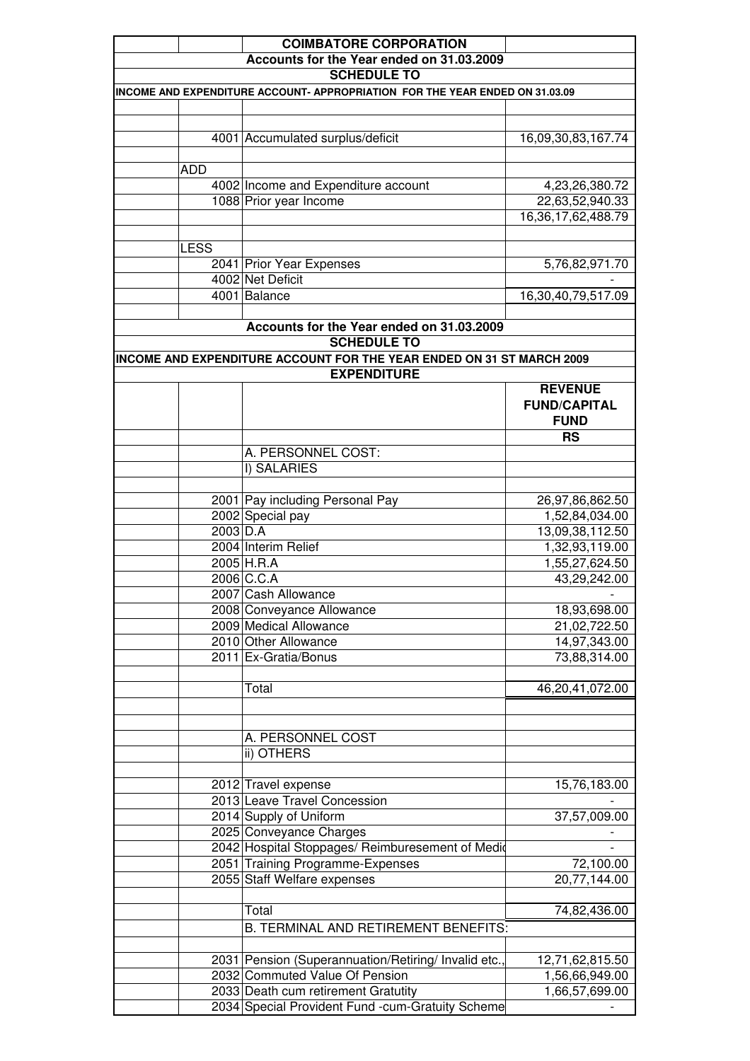## COIMBATORE CORPORATION

### Accounts for the Year ended on 31.03.2009

### SCHEDULE TO

**INCOME AND EXPENDITURE ACCOUNT- APPROPRIATION FOR THE YEAR ENDED ON 31.03.09**

| | | | |
|---|---|---|---|
| | 4001 | Accumulated surplus/deficit | 16,09,30,83,167.74 |
| ADD | | | |
| | 4002 | Income and Expenditure account | 4,23,26,380.72 |
| | 1088 | Prior year Income | 22,63,52,940.33 |
| | | | 16,36,17,62,488.79 |
| LESS | | | |
| | 2041 | Prior Year Expenses | 5,76,82,971.70 |
| | 4002 | Net Deficit | - |
| | 4001 | Balance | 16,30,40,79,517.09 |

### Accounts for the Year ended on 31.03.2009

### SCHEDULE TO

**INCOME AND EXPENDITURE ACCOUNT FOR THE YEAR ENDED ON 31 ST MARCH 2009**

**EXPENDITURE**

| | | | REVENUE FUND/CAPITAL FUND |
|---|---|---|---|
| | | | RS |
| | | A. PERSONNEL COST: | |
| | | I) SALARIES | |
| | 2001 | Pay including Personal Pay | 26,97,86,862.50 |
| | 2002 | Special pay | 1,52,84,034.00 |
| | 2003 | D.A | 13,09,38,112.50 |
| | 2004 | Interim Relief | 1,32,93,119.00 |
| | 2005 | H.R.A | 1,55,27,624.50 |
| | 2006 | C.C.A | 43,29,242.00 |
| | 2007 | Cash Allowance | - |
| | 2008 | Conveyance Allowance | 18,93,698.00 |
| | 2009 | Medical Allowance | 21,02,722.50 |
| | 2010 | Other Allowance | 14,97,343.00 |
| | 2011 | Ex-Gratia/Bonus | 73,88,314.00 |
| | | Total | 46,20,41,072.00 |
| | | A. PERSONNEL COST | |
| | | ii) OTHERS | |
| | 2012 | Travel expense | 15,76,183.00 |
| | 2013 | Leave Travel Concession | - |
| | 2014 | Supply of Uniform | 37,57,009.00 |
| | 2025 | Conveyance Charges | - |
| | 2042 | Hospital Stoppages/ Reimburesement of Medic | - |
| | 2051 | Training Programme-Expenses | 72,100.00 |
| | 2055 | Staff Welfare expenses | 20,77,144.00 |
| | | Total | 74,82,436.00 |
| | | B. TERMINAL AND RETIREMENT BENEFITS: | |
| | 2031 | Pension (Superannuation/Retiring/ Invalid etc., | 12,71,62,815.50 |
| | 2032 | Commuted Value Of Pension | 1,56,66,949.00 |
| | 2033 | Death cum retirement Gratutity | 1,66,57,699.00 |
| | 2034 | Special Provident Fund -cum-Gratuity Scheme | - |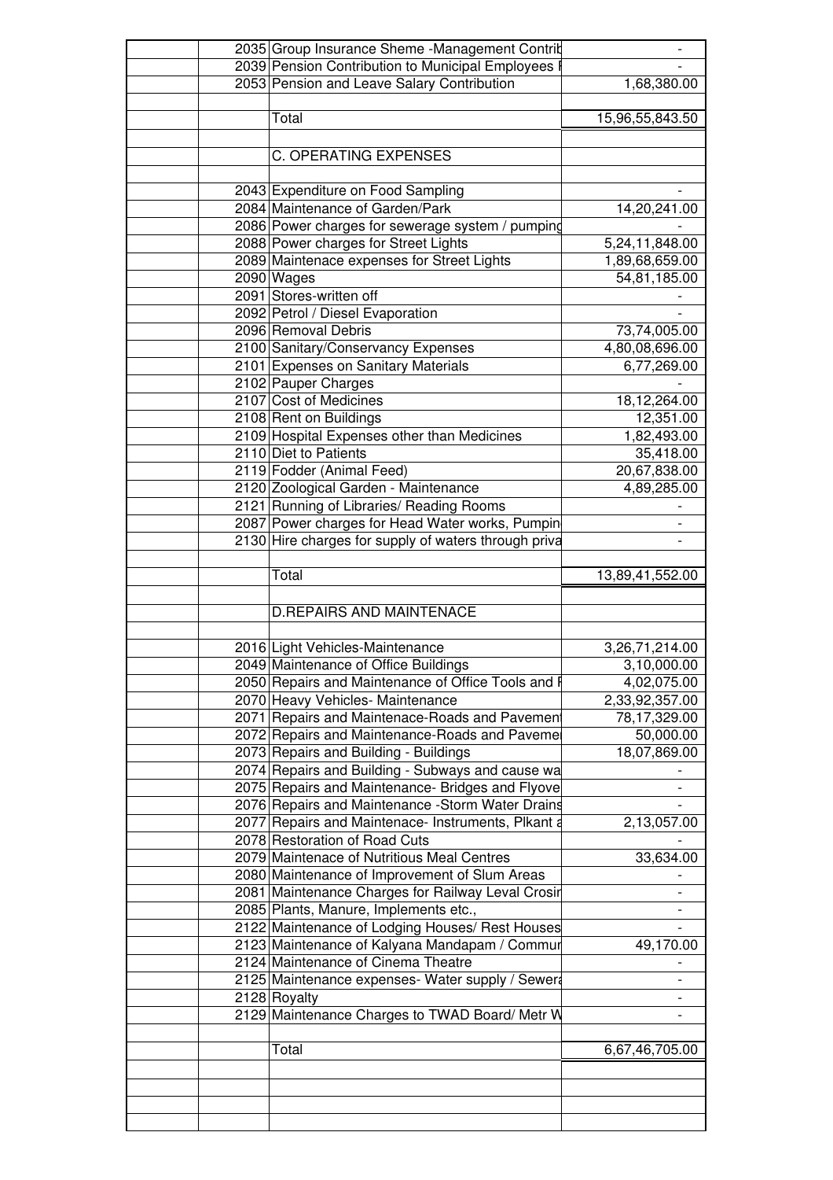| | | | |
|---|---|---|---|
| | 2035 | Group Insurance Sheme -Management Contrib | - |
| | 2039 | Pension Contribution to Municipal Employees I | - |
| | 2053 | Pension and Leave Salary Contribution | 1,68,380.00 |
| | | | |
| | | Total | 15,96,55,843.50 |
| | | | |
| | | C. OPERATING EXPENSES | |
| | | | |
| | 2043 | Expenditure on Food Sampling | - |
| | 2084 | Maintenance of Garden/Park | 14,20,241.00 |
| | 2086 | Power charges for sewerage system / pumping | - |
| | 2088 | Power charges for Street Lights | 5,24,11,848.00 |
| | 2089 | Maintenace expenses for Street Lights | 1,89,68,659.00 |
| | 2090 | Wages | 54,81,185.00 |
| | 2091 | Stores-written off | - |
| | 2092 | Petrol / Diesel Evaporation | - |
| | 2096 | Removal Debris | 73,74,005.00 |
| | 2100 | Sanitary/Conservancy Expenses | 4,80,08,696.00 |
| | 2101 | Expenses on Sanitary Materials | 6,77,269.00 |
| | 2102 | Pauper Charges | - |
| | 2107 | Cost of Medicines | 18,12,264.00 |
| | 2108 | Rent on Buildings | 12,351.00 |
| | 2109 | Hospital Expenses other than Medicines | 1,82,493.00 |
| | 2110 | Diet to Patients | 35,418.00 |
| | 2119 | Fodder (Animal Feed) | 20,67,838.00 |
| | 2120 | Zoological Garden - Maintenance | 4,89,285.00 |
| | 2121 | Running of Libraries/ Reading Rooms | - |
| | 2087 | Power charges for Head Water works, Pumpin | - |
| | 2130 | Hire charges for supply of waters through priva | - |
| | | | |
| | | Total | 13,89,41,552.00 |
| | | | |
| | | D.REPAIRS AND MAINTENACE | |
| | | | |
| | 2016 | Light Vehicles-Maintenance | 3,26,71,214.00 |
| | 2049 | Maintenance of Office Buildings | 3,10,000.00 |
| | 2050 | Repairs and Maintenance of Office Tools and I | 4,02,075.00 |
| | 2070 | Heavy Vehicles- Maintenance | 2,33,92,357.00 |
| | 2071 | Repairs and Maintenace-Roads and Pavement | 78,17,329.00 |
| | 2072 | Repairs and Maintenance-Roads and Paveme | 50,000.00 |
| | 2073 | Repairs and Building - Buildings | 18,07,869.00 |
| | 2074 | Repairs and Building - Subways and cause wa | - |
| | 2075 | Repairs and Maintenance- Bridges and Flyove | - |
| | 2076 | Repairs and Maintenance -Storm Water Drains | - |
| | 2077 | Repairs and Maintenace- Instruments, Plkant a | 2,13,057.00 |
| | 2078 | Restoration of Road Cuts | - |
| | 2079 | Maintenace of Nutritious Meal Centres | 33,634.00 |
| | 2080 | Maintenance of Improvement of Slum Areas | - |
| | 2081 | Maintenance Charges for Railway Leval Crosir | - |
| | 2085 | Plants, Manure, Implements etc., | - |
| | 2122 | Maintenance of Lodging Houses/ Rest Houses | - |
| | 2123 | Maintenance of Kalyana Mandapam / Commur | 49,170.00 |
| | 2124 | Maintenance of Cinema Theatre | - |
| | 2125 | Maintenance expenses- Water supply / Sewera | - |
| | 2128 | Royalty | - |
| | 2129 | Maintenance Charges to TWAD Board/ Metr W | - |
| | | | |
| | | Total | 6,67,46,705.00 |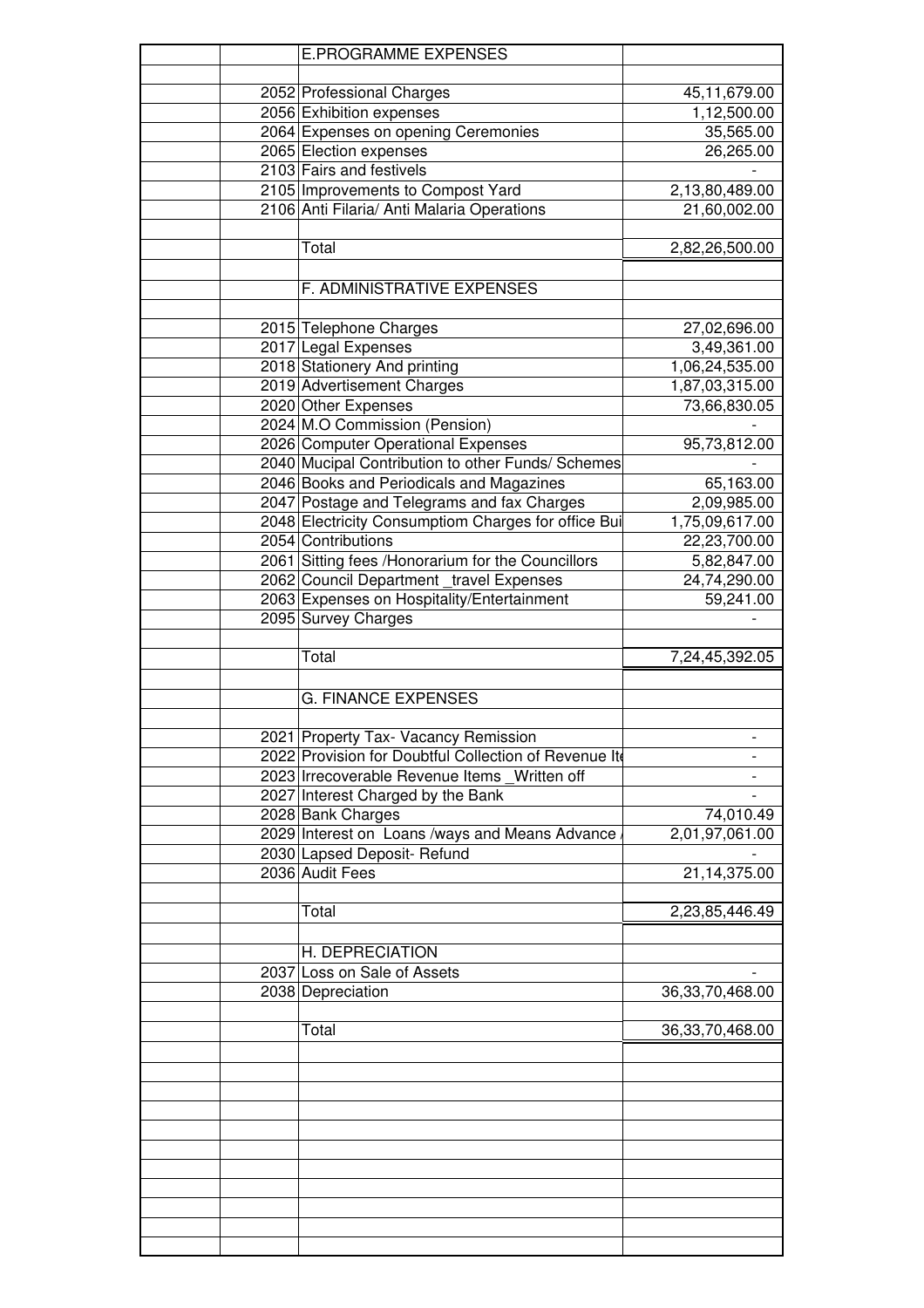| | | | |
|---|---|---|---|
| | | E.PROGRAMME EXPENSES | |
| | | | |
| | 2052 | Professional Charges | 45,11,679.00 |
| | 2056 | Exhibition expenses | 1,12,500.00 |
| | 2064 | Expenses on opening Ceremonies | 35,565.00 |
| | 2065 | Election expenses | 26,265.00 |
| | 2103 | Fairs and festivels | - |
| | 2105 | Improvements to Compost Yard | 2,13,80,489.00 |
| | 2106 | Anti Filaria/ Anti Malaria Operations | 21,60,002.00 |
| | | | |
| | | Total | 2,82,26,500.00 |
| | | | |
| | | F. ADMINISTRATIVE EXPENSES | |
| | | | |
| | 2015 | Telephone Charges | 27,02,696.00 |
| | 2017 | Legal Expenses | 3,49,361.00 |
| | 2018 | Stationery And printing | 1,06,24,535.00 |
| | 2019 | Advertisement Charges | 1,87,03,315.00 |
| | 2020 | Other Expenses | 73,66,830.05 |
| | 2024 | M.O Commission (Pension) | - |
| | 2026 | Computer Operational Expenses | 95,73,812.00 |
| | 2040 | Mucipal Contribution to other Funds/ Schemes | - |
| | 2046 | Books and Periodicals and Magazines | 65,163.00 |
| | 2047 | Postage and Telegrams and fax Charges | 2,09,985.00 |
| | 2048 | Electricity Consumptiom Charges for office Bui | 1,75,09,617.00 |
| | 2054 | Contributions | 22,23,700.00 |
| | 2061 | Sitting fees /Honorarium for the Councillors | 5,82,847.00 |
| | 2062 | Council Department _travel Expenses | 24,74,290.00 |
| | 2063 | Expenses on Hospitality/Entertainment | 59,241.00 |
| | 2095 | Survey Charges | - |
| | | | |
| | | Total | 7,24,45,392.05 |
| | | | |
| | | G. FINANCE EXPENSES | |
| | | | |
| | 2021 | Property Tax- Vacancy Remission | - |
| | 2022 | Provision for Doubtful Collection of Revenue It | - |
| | 2023 | Irrecoverable Revenue Items _Written off | - |
| | 2027 | Interest Charged by the Bank | - |
| | 2028 | Bank Charges | 74,010.49 |
| | 2029 | Interest on Loans /ways and Means Advance | 2,01,97,061.00 |
| | 2030 | Lapsed Deposit- Refund | - |
| | 2036 | Audit Fees | 21,14,375.00 |
| | | | |
| | | Total | 2,23,85,446.49 |
| | | | |
| | | H. DEPRECIATION | |
| | 2037 | Loss on Sale of Assets | - |
| | 2038 | Depreciation | 36,33,70,468.00 |
| | | | |
| | | Total | 36,33,70,468.00 |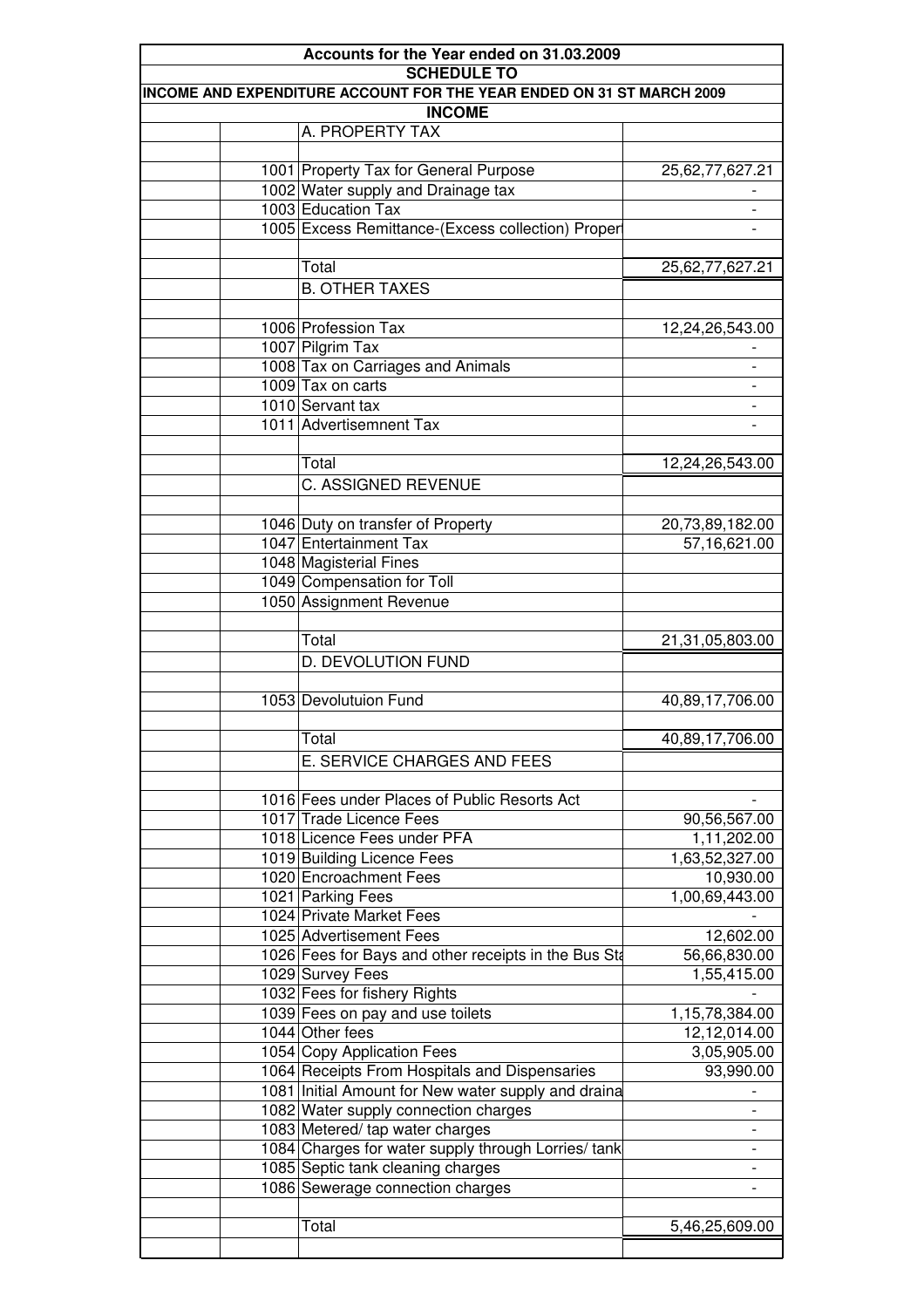# Accounts for the Year ended on 31.03.2009

## SCHEDULE TO

## INCOME AND EXPENDITURE ACCOUNT FOR THE YEAR ENDED ON 31 ST MARCH 2009

### INCOME

| | Code | Particulars | Amount |
|---|---|---|---|
| | | A. PROPERTY TAX | |
| | | | |
| | 1001 | Property Tax for General Purpose | 25,62,77,627.21 |
| | 1002 | Water supply and Drainage tax | - |
| | 1003 | Education Tax | - |
| | 1005 | Excess Remittance-(Excess collection) Proper | - |
| | | | |
| | | Total | 25,62,77,627.21 |
| | | B. OTHER TAXES | |
| | | | |
| | 1006 | Profession Tax | 12,24,26,543.00 |
| | 1007 | Pilgrim Tax | - |
| | 1008 | Tax on Carriages and Animals | - |
| | 1009 | Tax on carts | - |
| | 1010 | Servant tax | - |
| | 1011 | Advertisemnent Tax | - |
| | | | |
| | | Total | 12,24,26,543.00 |
| | | C. ASSIGNED REVENUE | |
| | | | |
| | 1046 | Duty on transfer of Property | 20,73,89,182.00 |
| | 1047 | Entertainment Tax | 57,16,621.00 |
| | 1048 | Magisterial Fines | |
| | 1049 | Compensation for Toll | |
| | 1050 | Assignment Revenue | |
| | | | |
| | | Total | 21,31,05,803.00 |
| | | D. DEVOLUTION FUND | |
| | | | |
| | 1053 | Devolutuion Fund | 40,89,17,706.00 |
| | | | |
| | | Total | 40,89,17,706.00 |
| | | E. SERVICE CHARGES AND FEES | |
| | | | |
| | 1016 | Fees under Places of Public Resorts Act | - |
| | 1017 | Trade Licence Fees | 90,56,567.00 |
| | 1018 | Licence Fees under PFA | 1,11,202.00 |
| | 1019 | Building Licence Fees | 1,63,52,327.00 |
| | 1020 | Encroachment Fees | 10,930.00 |
| | 1021 | Parking Fees | 1,00,69,443.00 |
| | 1024 | Private Market Fees | - |
| | 1025 | Advertisement Fees | 12,602.00 |
| | 1026 | Fees for Bays and other receipts in the Bus Sta | 56,66,830.00 |
| | 1029 | Survey Fees | 1,55,415.00 |
| | 1032 | Fees for fishery Rights | - |
| | 1039 | Fees on pay and use toilets | 1,15,78,384.00 |
| | 1044 | Other fees | 12,12,014.00 |
| | 1054 | Copy Application Fees | 3,05,905.00 |
| | 1064 | Receipts From Hospitals and Dispensaries | 93,990.00 |
| | 1081 | Initial Amount for New water supply and draina | - |
| | 1082 | Water supply connection charges | - |
| | 1083 | Metered/ tap water charges | - |
| | 1084 | Charges for water supply through Lorries/ tank | - |
| | 1085 | Septic tank cleaning charges | - |
| | 1086 | Sewerage connection charges | - |
| | | | |
| | | Total | 5,46,25,609.00 |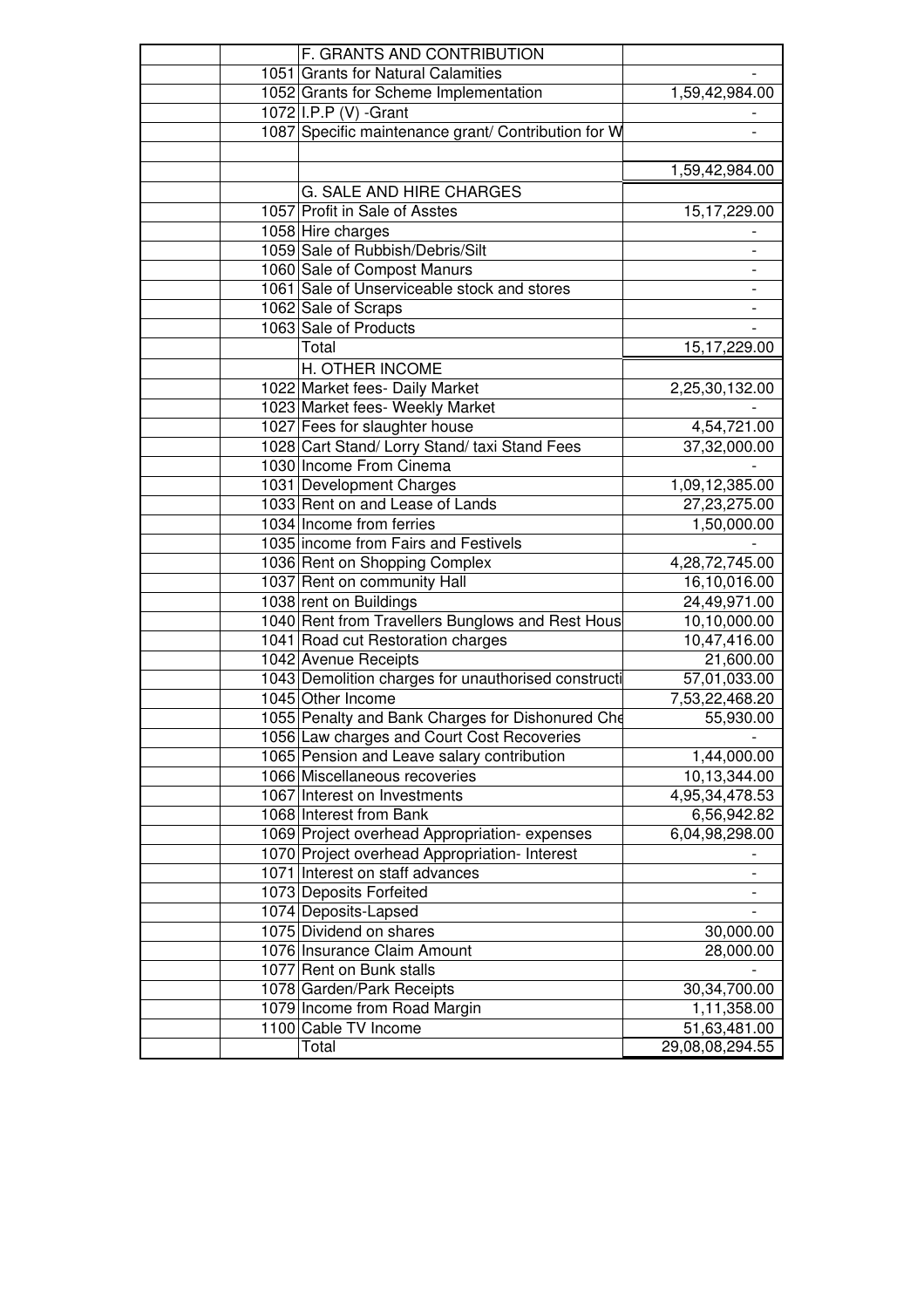| | | | |
|---|---|---|---|
| | | F. GRANTS AND CONTRIBUTION | |
| | 1051 | Grants for Natural Calamities | - |
| | 1052 | Grants for Scheme Implementation | 1,59,42,984.00 |
| | 1072 | I.P.P (V) -Grant | - |
| | 1087 | Specific maintenance grant/ Contribution for W | - |
| | | | |
| | | | 1,59,42,984.00 |
| | | G. SALE AND HIRE CHARGES | |
| | 1057 | Profit in Sale of Asstes | 15,17,229.00 |
| | 1058 | Hire charges | - |
| | 1059 | Sale of Rubbish/Debris/Silt | - |
| | 1060 | Sale of Compost Manurs | - |
| | 1061 | Sale of Unserviceable stock and stores | - |
| | 1062 | Sale of Scraps | - |
| | 1063 | Sale of Products | - |
| | | Total | 15,17,229.00 |
| | | H. OTHER INCOME | |
| | 1022 | Market fees- Daily Market | 2,25,30,132.00 |
| | 1023 | Market fees- Weekly Market | - |
| | 1027 | Fees for slaughter house | 4,54,721.00 |
| | 1028 | Cart Stand/ Lorry Stand/ taxi Stand Fees | 37,32,000.00 |
| | 1030 | Income From Cinema | - |
| | 1031 | Development Charges | 1,09,12,385.00 |
| | 1033 | Rent on and Lease of Lands | 27,23,275.00 |
| | 1034 | Income from ferries | 1,50,000.00 |
| | 1035 | income from Fairs and Festivels | - |
| | 1036 | Rent on Shopping Complex | 4,28,72,745.00 |
| | 1037 | Rent on community Hall | 16,10,016.00 |
| | 1038 | rent on Buildings | 24,49,971.00 |
| | 1040 | Rent from Travellers Bunglows and Rest Hous | 10,10,000.00 |
| | 1041 | Road cut Restoration charges | 10,47,416.00 |
| | 1042 | Avenue Receipts | 21,600.00 |
| | 1043 | Demolition charges for unauthorised constructi | 57,01,033.00 |
| | 1045 | Other Income | 7,53,22,468.20 |
| | 1055 | Penalty and Bank Charges for Dishonured Che | 55,930.00 |
| | 1056 | Law charges and Court Cost Recoveries | - |
| | 1065 | Pension and Leave salary contribution | 1,44,000.00 |
| | 1066 | Miscellaneous recoveries | 10,13,344.00 |
| | 1067 | Interest on Investments | 4,95,34,478.53 |
| | 1068 | Interest from Bank | 6,56,942.82 |
| | 1069 | Project overhead Appropriation- expenses | 6,04,98,298.00 |
| | 1070 | Project overhead Appropriation- Interest | - |
| | 1071 | Interest on staff advances | - |
| | 1073 | Deposits Forfeited | - |
| | 1074 | Deposits-Lapsed | - |
| | 1075 | Dividend on shares | 30,000.00 |
| | 1076 | Insurance Claim Amount | 28,000.00 |
| | 1077 | Rent on Bunk stalls | - |
| | 1078 | Garden/Park Receipts | 30,34,700.00 |
| | 1079 | Income from Road Margin | 1,11,358.00 |
| | 1100 | Cable TV Income | 51,63,481.00 |
| | | Total | 29,08,08,294.55 |